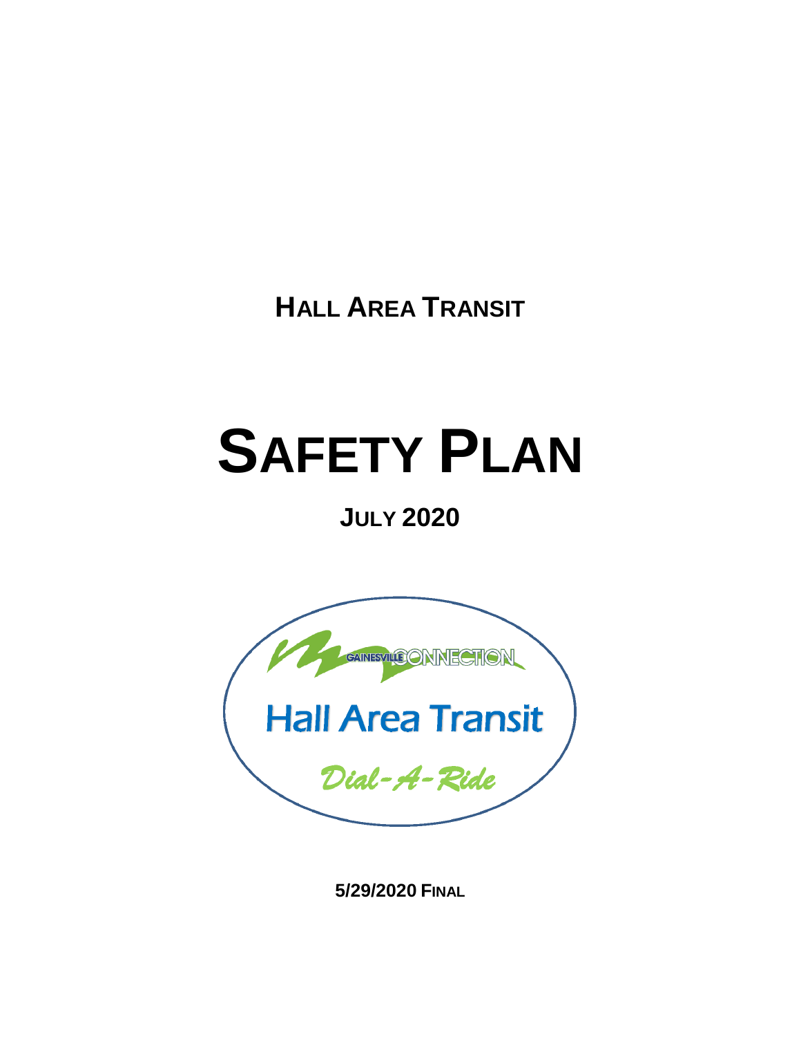**HALL AREA TRANSIT**

# SAFETY PLAN

## JULY 2020

GAINESVILLE CONNECTION

Hall Area Transit

Dial-A-Ride

**5/29/2020 FINAL**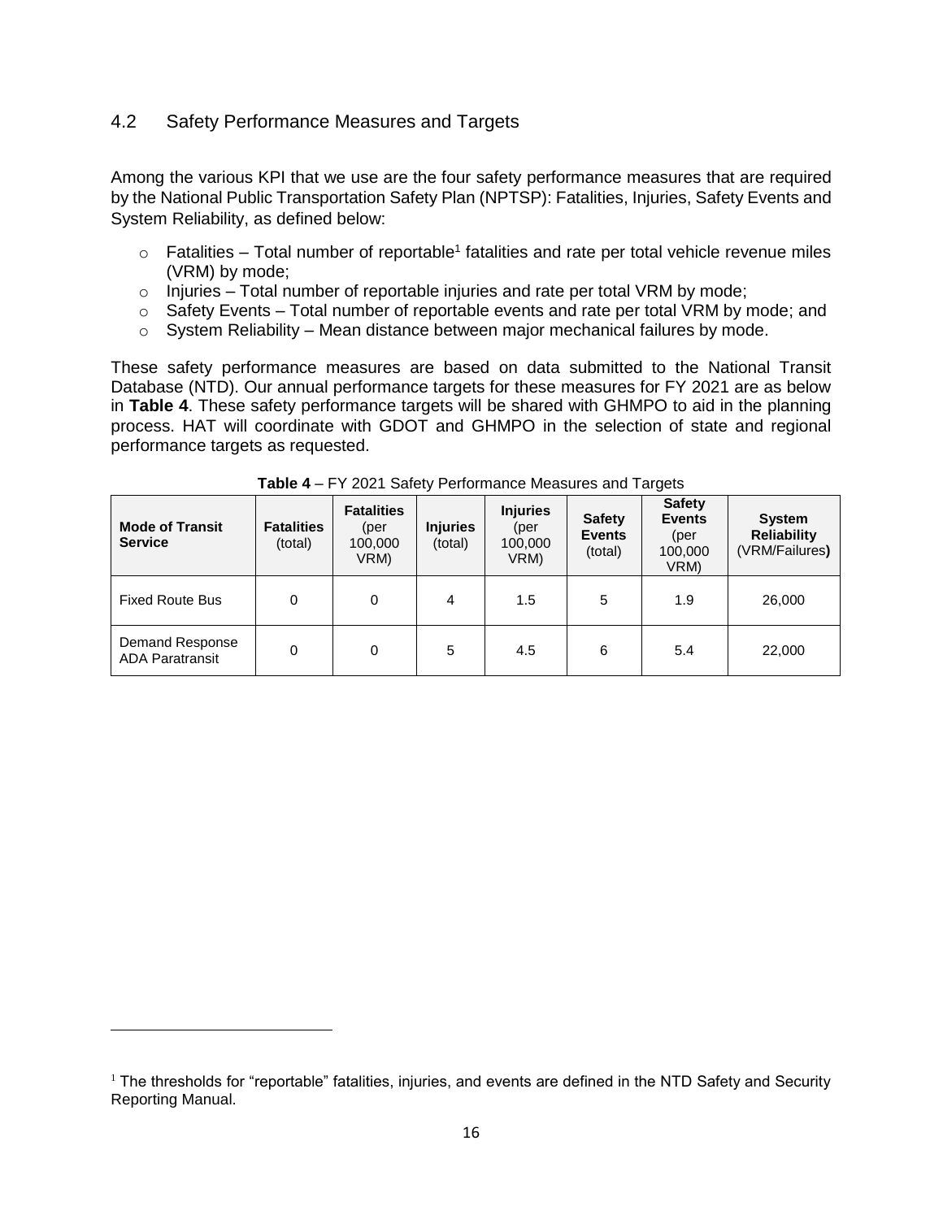## 4.2 Safety Performance Measures and Targets

Among the various KPI that we use are the four safety performance measures that are required by the National Public Transportation Safety Plan (NPTSP): Fatalities, Injuries, Safety Events and System Reliability, as defined below:

- Fatalities – Total number of reportable[1] fatalities and rate per total vehicle revenue miles (VRM) by mode;
- Injuries – Total number of reportable injuries and rate per total VRM by mode;
- Safety Events – Total number of reportable events and rate per total VRM by mode; and
- System Reliability – Mean distance between major mechanical failures by mode.

These safety performance measures are based on data submitted to the National Transit Database (NTD). Our annual performance targets for these measures for FY 2021 are as below in **Table 4**. These safety performance targets will be shared with GHMPO to aid in the planning process. HAT will coordinate with GDOT and GHMPO in the selection of state and regional performance targets as requested.

**Table 4** – FY 2021 Safety Performance Measures and Targets

| **Mode of Transit Service** | **Fatalities** (total) | **Fatalities** (per 100,000 VRM) | **Injuries** (total) | **Injuries** (per 100,000 VRM) | **Safety Events** (total) | **Safety Events** (per 100,000 VRM) | **System Reliability** (VRM/Failures) |
|---|---|---|---|---|---|---|---|
| Fixed Route Bus | 0 | 0 | 4 | 1.5 | 5 | 1.9 | 26,000 |
| Demand Response ADA Paratransit | 0 | 0 | 5 | 4.5 | 6 | 5.4 | 22,000 |

[1] The thresholds for "reportable" fatalities, injuries, and events are defined in the NTD Safety and Security Reporting Manual.